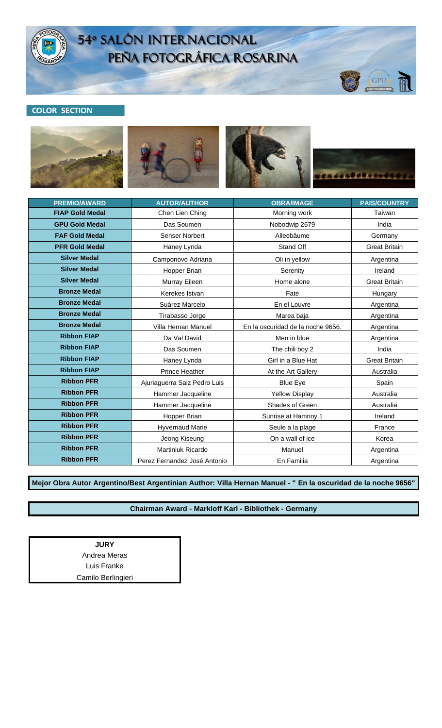# 54° SALÓN INTERNACIONAL PEÑA FOTOGRÁFICA ROSARINA

## COLOR SECTION

| PREMIO/AWARD | AUTOR/AUTHOR | OBRA/IMAGE | PAIS/COUNTRY |
|---|---|---|---|
| FIAP Gold Medal | Chen Lien Ching | Morning work | Taiwan |
| GPU Gold Medal | Das Soumen | Nobodwip 2679 | India |
| FAF Gold Medal | Senser Norbert | Alleebäume | Germany |
| PFR Gold Medal | Haney Lynda | Stand Off | Great Britain |
| Silver Medal | Camponovo Adriana | Oli in yellow | Argentina |
| Silver Medal | Hopper Brian | Serenity | Ireland |
| Silver Medal | Murray Eileen | Home alone | Great Britain |
| Bronze Medal | Kerekes Istvan | Fate | Hungary |
| Bronze Medal | Suárez Marcelo | En el Louvre | Argentina |
| Bronze Medal | Tirabasso Jorge | Marea baja | Argentina |
| Bronze Medal | Villa Hernan Manuel | En la oscuridad de la noche 9656. | Argentina |
| Ribbon FIAP | Da Val David | Men in blue | Argentina |
| Ribbon FIAP | Das Soumen | The chili boy 2 | India |
| Ribbon FIAP | Haney Lynda | Girl in a Blue Hat | Great Britain |
| Ribbon FIAP | Prince Heather | At the Art Gallery | Australia |
| Ribbon PFR | Ajuriaguerra Saiz Pedro Luis | Blue Eye | Spain |
| Ribbon PFR | Hammer Jacqueline | Yellow Display | Australia |
| Ribbon PFR | Hammer Jacqueline | Shades of Green | Australia |
| Ribbon PFR | Hopper Brian | Sunrise at Hamnoy 1 | Ireland |
| Ribbon PFR | Hyvernaud Marie | Seule a la plage | France |
| Ribbon PFR | Jeong Kiseung | On a wall of ice | Korea |
| Ribbon PFR | Martiniuk Ricardo | Manuel | Argentina |
| Ribbon PFR | Perez Fernandez José Antonio | En Familia | Argentina |

**Mejor Obra Autor Argentino/Best Argentinian Author: Villa Hernan Manuel - " En la oscuridad de la noche 9656"**

**Chairman Award - Markloff Karl - Bibliothek - Germany**

**JURY**

Andrea Meras

Luis Franke

Camilo Berlingieri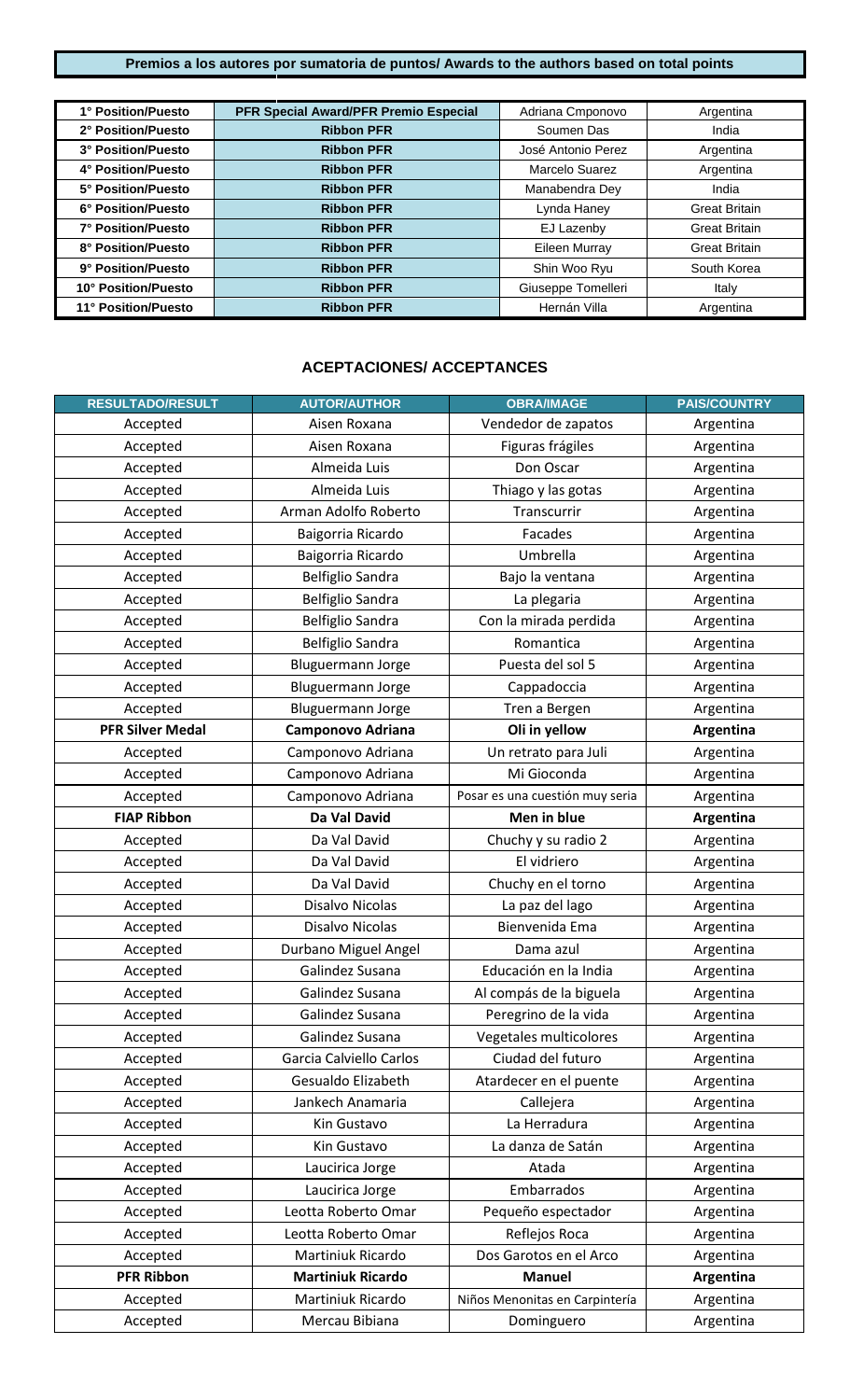**Premios a los autores por sumatoria de puntos/ Awards to the authors based on total points**

| | | | |
|---|---|---|---|
| **1° Position/Puesto** | **PFR Special Award/PFR Premio Especial** | Adriana Cmponovo | Argentina |
| **2° Position/Puesto** | **Ribbon PFR** | Soumen Das | India |
| **3° Position/Puesto** | **Ribbon PFR** | José Antonio Perez | Argentina |
| **4° Position/Puesto** | **Ribbon PFR** | Marcelo Suarez | Argentina |
| **5° Position/Puesto** | **Ribbon PFR** | Manabendra Dey | India |
| **6° Position/Puesto** | **Ribbon PFR** | Lynda Haney | Great Britain |
| **7° Position/Puesto** | **Ribbon PFR** | EJ Lazenby | Great Britain |
| **8° Position/Puesto** | **Ribbon PFR** | Eileen Murray | Great Britain |
| **9° Position/Puesto** | **Ribbon PFR** | Shin Woo Ryu | South Korea |
| **10° Position/Puesto** | **Ribbon PFR** | Giuseppe Tomelleri | Italy |
| **11° Position/Puesto** | **Ribbon PFR** | Hernán Villa | Argentina |

## ACEPTACIONES/ ACCEPTANCES

| RESULTADO/RESULT | AUTOR/AUTHOR | OBRA/IMAGE | PAIS/COUNTRY |
|---|---|---|---|
| Accepted | Aisen Roxana | Vendedor de zapatos | Argentina |
| Accepted | Aisen Roxana | Figuras frágiles | Argentina |
| Accepted | Almeida Luis | Don Oscar | Argentina |
| Accepted | Almeida Luis | Thiago y las gotas | Argentina |
| Accepted | Arman Adolfo Roberto | Transcurrir | Argentina |
| Accepted | Baigorria Ricardo | Facades | Argentina |
| Accepted | Baigorria Ricardo | Umbrella | Argentina |
| Accepted | Belfiglio Sandra | Bajo la ventana | Argentina |
| Accepted | Belfiglio Sandra | La plegaria | Argentina |
| Accepted | Belfiglio Sandra | Con la mirada perdida | Argentina |
| Accepted | Belfiglio Sandra | Romantica | Argentina |
| Accepted | Bluguermann Jorge | Puesta del sol 5 | Argentina |
| Accepted | Bluguermann Jorge | Cappadoccia | Argentina |
| Accepted | Bluguermann Jorge | Tren a Bergen | Argentina |
| **PFR Silver Medal** | **Camponovo Adriana** | **Oli in yellow** | **Argentina** |
| Accepted | Camponovo Adriana | Un retrato para Juli | Argentina |
| Accepted | Camponovo Adriana | Mi Gioconda | Argentina |
| Accepted | Camponovo Adriana | Posar es una cuestión muy seria | Argentina |
| **FIAP Ribbon** | **Da Val David** | **Men in blue** | **Argentina** |
| Accepted | Da Val David | Chuchy y su radio 2 | Argentina |
| Accepted | Da Val David | El vidriero | Argentina |
| Accepted | Da Val David | Chuchy en el torno | Argentina |
| Accepted | Disalvo Nicolas | La paz del lago | Argentina |
| Accepted | Disalvo Nicolas | Bienvenida Ema | Argentina |
| Accepted | Durbano Miguel Angel | Dama azul | Argentina |
| Accepted | Galindez Susana | Educación en la India | Argentina |
| Accepted | Galindez Susana | Al compás de la biguela | Argentina |
| Accepted | Galindez Susana | Peregrino de la vida | Argentina |
| Accepted | Galindez Susana | Vegetales multicolores | Argentina |
| Accepted | Garcia Calviello Carlos | Ciudad del futuro | Argentina |
| Accepted | Gesualdo Elizabeth | Atardecer en el puente | Argentina |
| Accepted | Jankech Anamaria | Callejera | Argentina |
| Accepted | Kin Gustavo | La Herradura | Argentina |
| Accepted | Kin Gustavo | La danza de Satán | Argentina |
| Accepted | Laucirica Jorge | Atada | Argentina |
| Accepted | Laucirica Jorge | Embarrados | Argentina |
| Accepted | Leotta Roberto Omar | Pequeño espectador | Argentina |
| Accepted | Leotta Roberto Omar | Reflejos Roca | Argentina |
| Accepted | Martiniuk Ricardo | Dos Garotos en el Arco | Argentina |
| **PFR Ribbon** | **Martiniuk Ricardo** | **Manuel** | **Argentina** |
| Accepted | Martiniuk Ricardo | Niños Menonitas en Carpintería | Argentina |
| Accepted | Mercau Bibiana | Dominguero | Argentina |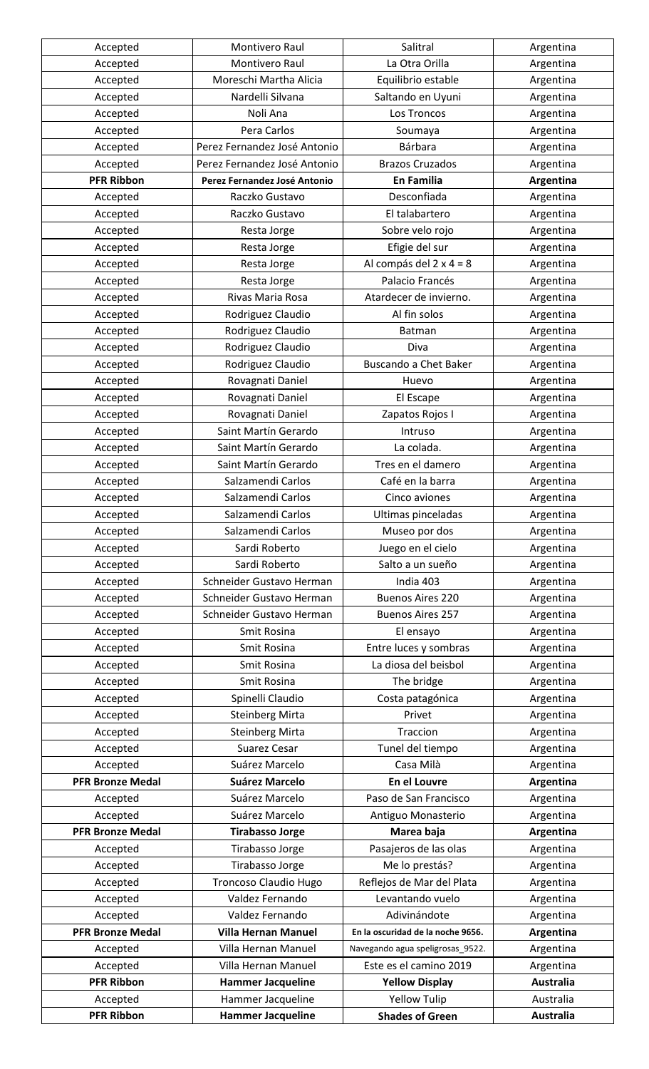| Accepted | Montivero Raul | Salitral | Argentina |
|---|---|---|---|
| Accepted | Montivero Raul | La Otra Orilla | Argentina |
| Accepted | Moreschi Martha Alicia | Equilibrio estable | Argentina |
| Accepted | Nardelli Silvana | Saltando en Uyuni | Argentina |
| Accepted | Noli Ana | Los Troncos | Argentina |
| Accepted | Pera Carlos | Soumaya | Argentina |
| Accepted | Perez Fernandez José Antonio | Bárbara | Argentina |
| Accepted | Perez Fernandez José Antonio | Brazos Cruzados | Argentina |
| **PFR Ribbon** | **Perez Fernandez José Antonio** | **En Familia** | **Argentina** |
| Accepted | Raczko Gustavo | Desconfiada | Argentina |
| Accepted | Raczko Gustavo | El talabartero | Argentina |
| Accepted | Resta Jorge | Sobre velo rojo | Argentina |
| Accepted | Resta Jorge | Efigie del sur | Argentina |
| Accepted | Resta Jorge | Al compás del 2 x 4 = 8 | Argentina |
| Accepted | Resta Jorge | Palacio Francés | Argentina |
| Accepted | Rivas Maria Rosa | Atardecer de invierno. | Argentina |
| Accepted | Rodriguez Claudio | Al fin solos | Argentina |
| Accepted | Rodriguez Claudio | Batman | Argentina |
| Accepted | Rodriguez Claudio | Diva | Argentina |
| Accepted | Rodriguez Claudio | Buscando a Chet Baker | Argentina |
| Accepted | Rovagnati Daniel | Huevo | Argentina |
| Accepted | Rovagnati Daniel | El Escape | Argentina |
| Accepted | Rovagnati Daniel | Zapatos Rojos I | Argentina |
| Accepted | Saint Martín Gerardo | Intruso | Argentina |
| Accepted | Saint Martín Gerardo | La colada. | Argentina |
| Accepted | Saint Martín Gerardo | Tres en el damero | Argentina |
| Accepted | Salzamendi Carlos | Café en la barra | Argentina |
| Accepted | Salzamendi Carlos | Cinco aviones | Argentina |
| Accepted | Salzamendi Carlos | Ultimas pinceladas | Argentina |
| Accepted | Salzamendi Carlos | Museo por dos | Argentina |
| Accepted | Sardi Roberto | Juego en el cielo | Argentina |
| Accepted | Sardi Roberto | Salto a un sueño | Argentina |
| Accepted | Schneider Gustavo Herman | India 403 | Argentina |
| Accepted | Schneider Gustavo Herman | Buenos Aires 220 | Argentina |
| Accepted | Schneider Gustavo Herman | Buenos Aires 257 | Argentina |
| Accepted | Smit Rosina | El ensayo | Argentina |
| Accepted | Smit Rosina | Entre luces y sombras | Argentina |
| Accepted | Smit Rosina | La diosa del beisbol | Argentina |
| Accepted | Smit Rosina | The bridge | Argentina |
| Accepted | Spinelli Claudio | Costa patagónica | Argentina |
| Accepted | Steinberg Mirta | Privet | Argentina |
| Accepted | Steinberg Mirta | Traccion | Argentina |
| Accepted | Suarez Cesar | Tunel del tiempo | Argentina |
| Accepted | Suárez Marcelo | Casa Milà | Argentina |
| **PFR Bronze Medal** | **Suárez Marcelo** | **En el Louvre** | **Argentina** |
| Accepted | Suárez Marcelo | Paso de San Francisco | Argentina |
| Accepted | Suárez Marcelo | Antiguo Monasterio | Argentina |
| **PFR Bronze Medal** | **Tirabasso Jorge** | **Marea baja** | **Argentina** |
| Accepted | Tirabasso Jorge | Pasajeros de las olas | Argentina |
| Accepted | Tirabasso Jorge | Me lo prestás? | Argentina |
| Accepted | Troncoso Claudio Hugo | Reflejos de Mar del Plata | Argentina |
| Accepted | Valdez Fernando | Levantando vuelo | Argentina |
| Accepted | Valdez Fernando | Adivinándote | Argentina |
| **PFR Bronze Medal** | **Villa Hernan Manuel** | **En la oscuridad de la noche 9656.** | **Argentina** |
| Accepted | Villa Hernan Manuel | Navegando agua speligrosas_9522. | Argentina |
| Accepted | Villa Hernan Manuel | Este es el camino 2019 | Argentina |
| **PFR Ribbon** | **Hammer Jacqueline** | **Yellow Display** | **Australia** |
| Accepted | Hammer Jacqueline | Yellow Tulip | Australia |
| **PFR Ribbon** | **Hammer Jacqueline** | **Shades of Green** | **Australia** |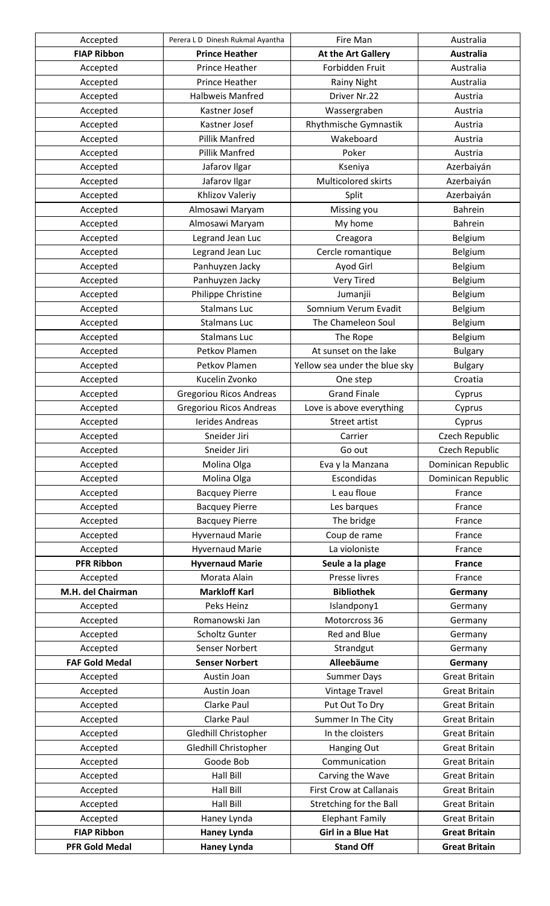| Accepted | Perera L D Dinesh Rukmal Ayantha | Fire Man | Australia |
|---|---|---|---|
| **FIAP Ribbon** | **Prince Heather** | **At the Art Gallery** | **Australia** |
| Accepted | Prince Heather | Forbidden Fruit | Australia |
| Accepted | Prince Heather | Rainy Night | Australia |
| Accepted | Halbweis Manfred | Driver Nr.22 | Austria |
| Accepted | Kastner Josef | Wassergraben | Austria |
| Accepted | Kastner Josef | Rhythmische Gymnastik | Austria |
| Accepted | Pillik Manfred | Wakeboard | Austria |
| Accepted | Pillik Manfred | Poker | Austria |
| Accepted | Jafarov Ilgar | Kseniya | Azerbaiyán |
| Accepted | Jafarov Ilgar | Multicolored skirts | Azerbaiyán |
| Accepted | Khlizov Valeriy | Split | Azerbaiyán |
| Accepted | Almosawi Maryam | Missing you | Bahrein |
| Accepted | Almosawi Maryam | My home | Bahrein |
| Accepted | Legrand Jean Luc | Creagora | Belgium |
| Accepted | Legrand Jean Luc | Cercle romantique | Belgium |
| Accepted | Panhuyzen Jacky | Ayod Girl | Belgium |
| Accepted | Panhuyzen Jacky | Very Tired | Belgium |
| Accepted | Philippe Christine | Jumanjii | Belgium |
| Accepted | Stalmans Luc | Somnium Verum Evadit | Belgium |
| Accepted | Stalmans Luc | The Chameleon Soul | Belgium |
| Accepted | Stalmans Luc | The Rope | Belgium |
| Accepted | Petkov Plamen | At sunset on the lake | Bulgary |
| Accepted | Petkov Plamen | Yellow sea under the blue sky | Bulgary |
| Accepted | Kucelin Zvonko | One step | Croatia |
| Accepted | Gregoriou Ricos Andreas | Grand Finale | Cyprus |
| Accepted | Gregoriou Ricos Andreas | Love is above everything | Cyprus |
| Accepted | Ierides Andreas | Street artist | Cyprus |
| Accepted | Sneider Jiri | Carrier | Czech Republic |
| Accepted | Sneider Jiri | Go out | Czech Republic |
| Accepted | Molina Olga | Eva y la Manzana | Dominican Republic |
| Accepted | Molina Olga | Escondidas | Dominican Republic |
| Accepted | Bacquey Pierre | L eau floue | France |
| Accepted | Bacquey Pierre | Les barques | France |
| Accepted | Bacquey Pierre | The bridge | France |
| Accepted | Hyvernaud Marie | Coup de rame | France |
| Accepted | Hyvernaud Marie | La violoniste | France |
| **PFR Ribbon** | **Hyvernaud Marie** | **Seule a la plage** | **France** |
| Accepted | Morata Alain | Presse livres | France |
| **M.H. del Chairman** | **Markloff Karl** | **Bibliothek** | **Germany** |
| Accepted | Peks Heinz | Islandpony1 | Germany |
| Accepted | Romanowski Jan | Motorcross 36 | Germany |
| Accepted | Scholtz Gunter | Red and Blue | Germany |
| Accepted | Senser Norbert | Strandgut | Germany |
| **FAF Gold Medal** | **Senser Norbert** | **Alleebäume** | **Germany** |
| Accepted | Austin Joan | Summer Days | Great Britain |
| Accepted | Austin Joan | Vintage Travel | Great Britain |
| Accepted | Clarke Paul | Put Out To Dry | Great Britain |
| Accepted | Clarke Paul | Summer In The City | Great Britain |
| Accepted | Gledhill Christopher | In the cloisters | Great Britain |
| Accepted | Gledhill Christopher | Hanging Out | Great Britain |
| Accepted | Goode Bob | Communication | Great Britain |
| Accepted | Hall Bill | Carving the Wave | Great Britain |
| Accepted | Hall Bill | First Crow at Callanais | Great Britain |
| Accepted | Hall Bill | Stretching for the Ball | Great Britain |
| Accepted | Haney Lynda | Elephant Family | Great Britain |
| **FIAP Ribbon** | **Haney Lynda** | **Girl in a Blue Hat** | **Great Britain** |
| **PFR Gold Medal** | **Haney Lynda** | **Stand Off** | **Great Britain** |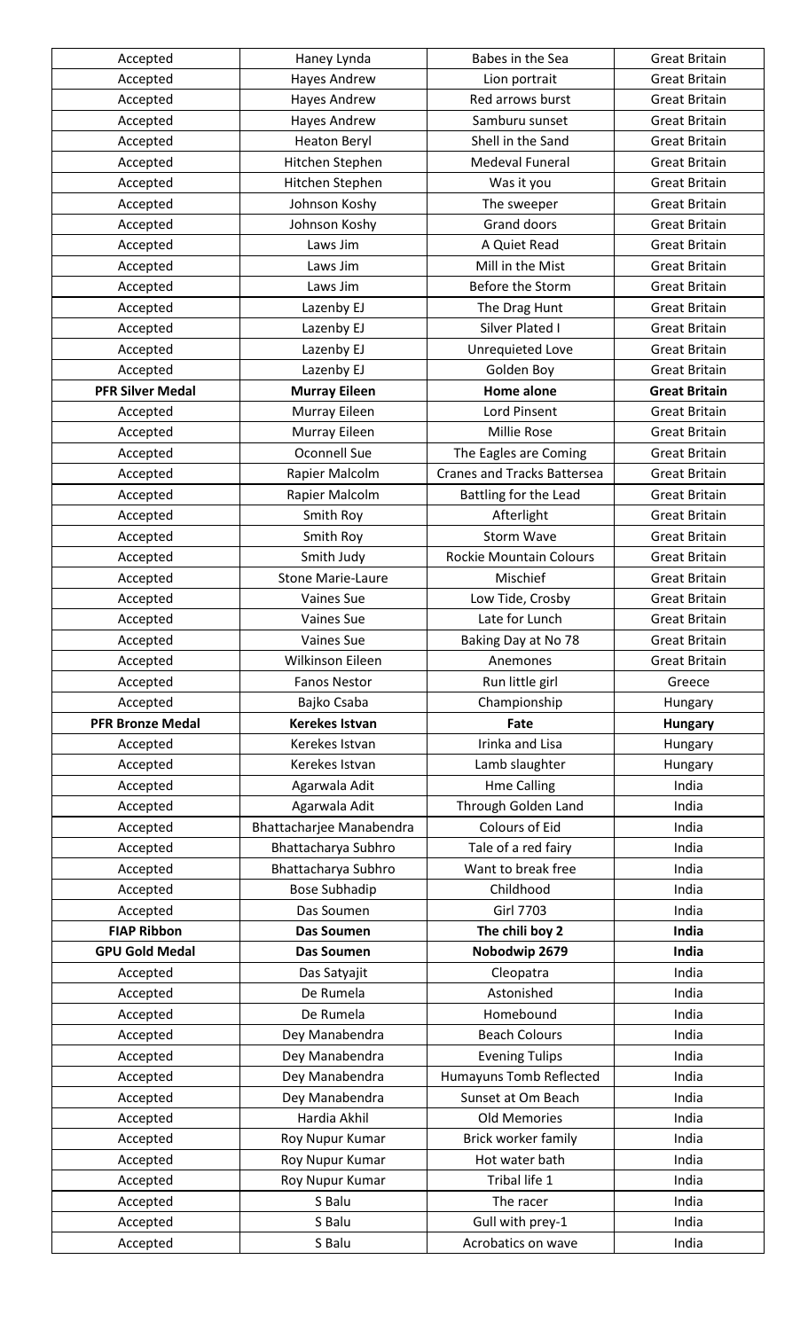| | | | |
|---|---|---|---|
| Accepted | Haney Lynda | Babes in the Sea | Great Britain |
| Accepted | Hayes Andrew | Lion portrait | Great Britain |
| Accepted | Hayes Andrew | Red arrows burst | Great Britain |
| Accepted | Hayes Andrew | Samburu sunset | Great Britain |
| Accepted | Heaton Beryl | Shell in the Sand | Great Britain |
| Accepted | Hitchen Stephen | Medeval Funeral | Great Britain |
| Accepted | Hitchen Stephen | Was it you | Great Britain |
| Accepted | Johnson Koshy | The sweeper | Great Britain |
| Accepted | Johnson Koshy | Grand doors | Great Britain |
| Accepted | Laws Jim | A Quiet Read | Great Britain |
| Accepted | Laws Jim | Mill in the Mist | Great Britain |
| Accepted | Laws Jim | Before the Storm | Great Britain |
| Accepted | Lazenby EJ | The Drag Hunt | Great Britain |
| Accepted | Lazenby EJ | Silver Plated I | Great Britain |
| Accepted | Lazenby EJ | Unrequieted Love | Great Britain |
| Accepted | Lazenby EJ | Golden Boy | Great Britain |
| **PFR Silver Medal** | **Murray Eileen** | **Home alone** | **Great Britain** |
| Accepted | Murray Eileen | Lord Pinsent | Great Britain |
| Accepted | Murray Eileen | Millie Rose | Great Britain |
| Accepted | Oconnell Sue | The Eagles are Coming | Great Britain |
| Accepted | Rapier Malcolm | Cranes and Tracks Battersea | Great Britain |
| Accepted | Rapier Malcolm | Battling for the Lead | Great Britain |
| Accepted | Smith Roy | Afterlight | Great Britain |
| Accepted | Smith Roy | Storm Wave | Great Britain |
| Accepted | Smith Judy | Rockie Mountain Colours | Great Britain |
| Accepted | Stone Marie-Laure | Mischief | Great Britain |
| Accepted | Vaines Sue | Low Tide, Crosby | Great Britain |
| Accepted | Vaines Sue | Late for Lunch | Great Britain |
| Accepted | Vaines Sue | Baking Day at No 78 | Great Britain |
| Accepted | Wilkinson Eileen | Anemones | Great Britain |
| Accepted | Fanos Nestor | Run little girl | Greece |
| Accepted | Bajko Csaba | Championship | Hungary |
| **PFR Bronze Medal** | **Kerekes Istvan** | **Fate** | **Hungary** |
| Accepted | Kerekes Istvan | Irinka and Lisa | Hungary |
| Accepted | Kerekes Istvan | Lamb slaughter | Hungary |
| Accepted | Agarwala Adit | Hme Calling | India |
| Accepted | Agarwala Adit | Through Golden Land | India |
| Accepted | Bhattacharjee Manabendra | Colours of Eid | India |
| Accepted | Bhattacharya Subhro | Tale of a red fairy | India |
| Accepted | Bhattacharya Subhro | Want to break free | India |
| Accepted | Bose Subhadip | Childhood | India |
| Accepted | Das Soumen | Girl 7703 | India |
| **FIAP Ribbon** | **Das Soumen** | **The chili boy 2** | **India** |
| **GPU Gold Medal** | **Das Soumen** | **Nobodwip 2679** | **India** |
| Accepted | Das Satyajit | Cleopatra | India |
| Accepted | De Rumela | Astonished | India |
| Accepted | De Rumela | Homebound | India |
| Accepted | Dey Manabendra | Beach Colours | India |
| Accepted | Dey Manabendra | Evening Tulips | India |
| Accepted | Dey Manabendra | Humayuns Tomb Reflected | India |
| Accepted | Dey Manabendra | Sunset at Om Beach | India |
| Accepted | Hardia Akhil | Old Memories | India |
| Accepted | Roy Nupur Kumar | Brick worker family | India |
| Accepted | Roy Nupur Kumar | Hot water bath | India |
| Accepted | Roy Nupur Kumar | Tribal life 1 | India |
| Accepted | S Balu | The racer | India |
| Accepted | S Balu | Gull with prey-1 | India |
| Accepted | S Balu | Acrobatics on wave | India |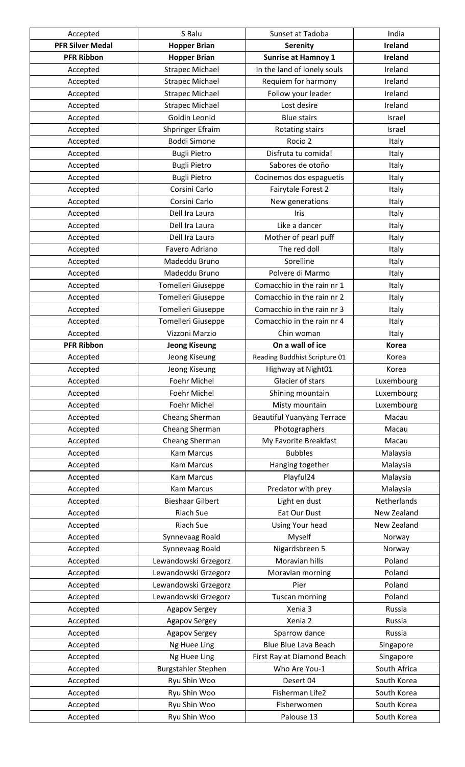| Accepted | S Balu | Sunset at Tadoba | India |
|---|---|---|---|
| **PFR Silver Medal** | **Hopper Brian** | **Serenity** | **Ireland** |
| **PFR Ribbon** | **Hopper Brian** | **Sunrise at Hamnoy 1** | **Ireland** |
| Accepted | Strapec Michael | In the land of lonely souls | Ireland |
| Accepted | Strapec Michael | Requiem for harmony | Ireland |
| Accepted | Strapec Michael | Follow your leader | Ireland |
| Accepted | Strapec Michael | Lost desire | Ireland |
| Accepted | Goldin Leonid | Blue stairs | Israel |
| Accepted | Shpringer Efraim | Rotating stairs | Israel |
| Accepted | Boddi Simone | Rocio 2 | Italy |
| Accepted | Bugli Pietro | Disfruta tu comida! | Italy |
| Accepted | Bugli Pietro | Sabores de otoño | Italy |
| Accepted | Bugli Pietro | Cocinemos dos espaguetis | Italy |
| Accepted | Corsini Carlo | Fairytale Forest 2 | Italy |
| Accepted | Corsini Carlo | New generations | Italy |
| Accepted | Dell Ira Laura | Iris | Italy |
| Accepted | Dell Ira Laura | Like a dancer | Italy |
| Accepted | Dell Ira Laura | Mother of pearl puff | Italy |
| Accepted | Favero Adriano | The red doll | Italy |
| Accepted | Madeddu Bruno | Sorelline | Italy |
| Accepted | Madeddu Bruno | Polvere di Marmo | Italy |
| Accepted | Tomelleri Giuseppe | Comacchio in the rain nr 1 | Italy |
| Accepted | Tomelleri Giuseppe | Comacchio in the rain nr 2 | Italy |
| Accepted | Tomelleri Giuseppe | Comacchio in the rain nr 3 | Italy |
| Accepted | Tomelleri Giuseppe | Comacchio in the rain nr 4 | Italy |
| Accepted | Vizzoni Marzio | Chin woman | Italy |
| **PFR Ribbon** | **Jeong Kiseung** | **On a wall of ice** | **Korea** |
| Accepted | Jeong Kiseung | Reading Buddhist Scripture 01 | Korea |
| Accepted | Jeong Kiseung | Highway at Night01 | Korea |
| Accepted | Foehr Michel | Glacier of stars | Luxembourg |
| Accepted | Foehr Michel | Shining mountain | Luxembourg |
| Accepted | Foehr Michel | Misty mountain | Luxembourg |
| Accepted | Cheang Sherman | Beautiful Yuanyang Terrace | Macau |
| Accepted | Cheang Sherman | Photographers | Macau |
| Accepted | Cheang Sherman | My Favorite Breakfast | Macau |
| Accepted | Kam Marcus | Bubbles | Malaysia |
| Accepted | Kam Marcus | Hanging together | Malaysia |
| Accepted | Kam Marcus | Playful24 | Malaysia |
| Accepted | Kam Marcus | Predator with prey | Malaysia |
| Accepted | Bieshaar Gilbert | Light en dust | Netherlands |
| Accepted | Riach Sue | Eat Our Dust | New Zealand |
| Accepted | Riach Sue | Using Your head | New Zealand |
| Accepted | Synnevaag Roald | Myself | Norway |
| Accepted | Synnevaag Roald | Nigardsbreen 5 | Norway |
| Accepted | Lewandowski Grzegorz | Moravian hills | Poland |
| Accepted | Lewandowski Grzegorz | Moravian morning | Poland |
| Accepted | Lewandowski Grzegorz | Pier | Poland |
| Accepted | Lewandowski Grzegorz | Tuscan morning | Poland |
| Accepted | Agapov Sergey | Xenia 3 | Russia |
| Accepted | Agapov Sergey | Xenia 2 | Russia |
| Accepted | Agapov Sergey | Sparrow dance | Russia |
| Accepted | Ng Huee Ling | Blue Blue Lava Beach | Singapore |
| Accepted | Ng Huee Ling | First Ray at Diamond Beach | Singapore |
| Accepted | Burgstahler Stephen | Who Are You-1 | South Africa |
| Accepted | Ryu Shin Woo | Desert 04 | South Korea |
| Accepted | Ryu Shin Woo | Fisherman Life2 | South Korea |
| Accepted | Ryu Shin Woo | Fisherwomen | South Korea |
| Accepted | Ryu Shin Woo | Palouse 13 | South Korea |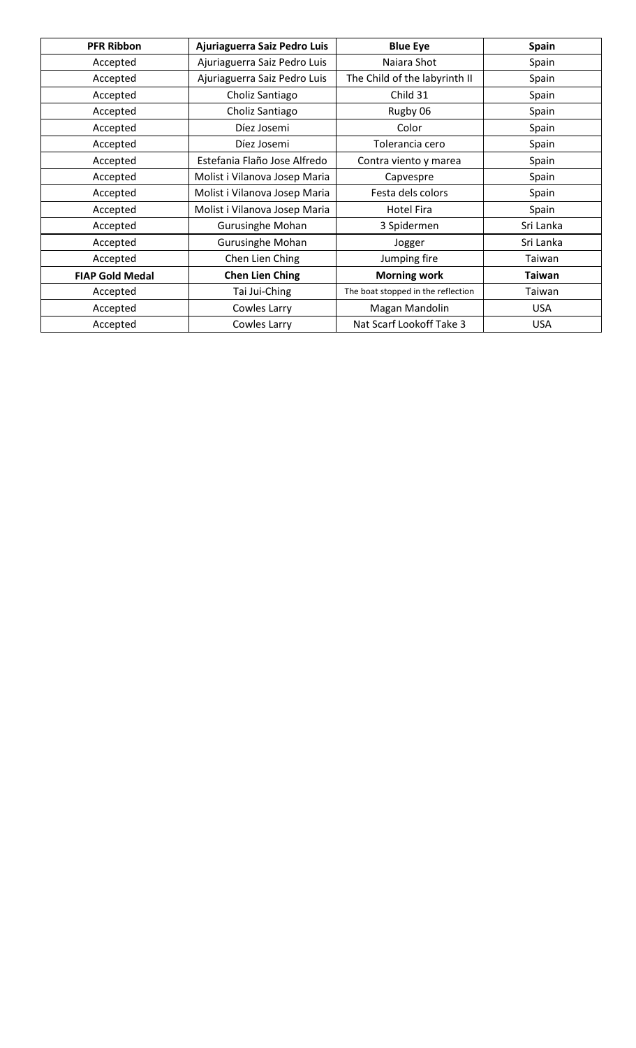| | | | |
|---|---|---|---|
| **PFR Ribbon** | **Ajuriaguerra Saiz Pedro Luis** | **Blue Eye** | **Spain** |
| Accepted | Ajuriaguerra Saiz Pedro Luis | Naiara Shot | Spain |
| Accepted | Ajuriaguerra Saiz Pedro Luis | The Child of the labyrinth II | Spain |
| Accepted | Choliz Santiago | Child 31 | Spain |
| Accepted | Choliz Santiago | Rugby 06 | Spain |
| Accepted | Díez Josemi | Color | Spain |
| Accepted | Díez Josemi | Tolerancia cero | Spain |
| Accepted | Estefania Flaño Jose Alfredo | Contra viento y marea | Spain |
| Accepted | Molist i Vilanova Josep Maria | Capvespre | Spain |
| Accepted | Molist i Vilanova Josep Maria | Festa dels colors | Spain |
| Accepted | Molist i Vilanova Josep Maria | Hotel Fira | Spain |
| Accepted | Gurusinghe Mohan | 3 Spidermen | Sri Lanka |
| Accepted | Gurusinghe Mohan | Jogger | Sri Lanka |
| Accepted | Chen Lien Ching | Jumping fire | Taiwan |
| **FIAP Gold Medal** | **Chen Lien Ching** | **Morning work** | **Taiwan** |
| Accepted | Tai Jui-Ching | The boat stopped in the reflection | Taiwan |
| Accepted | Cowles Larry | Magan Mandolin | USA |
| Accepted | Cowles Larry | Nat Scarf Lookoff Take 3 | USA |